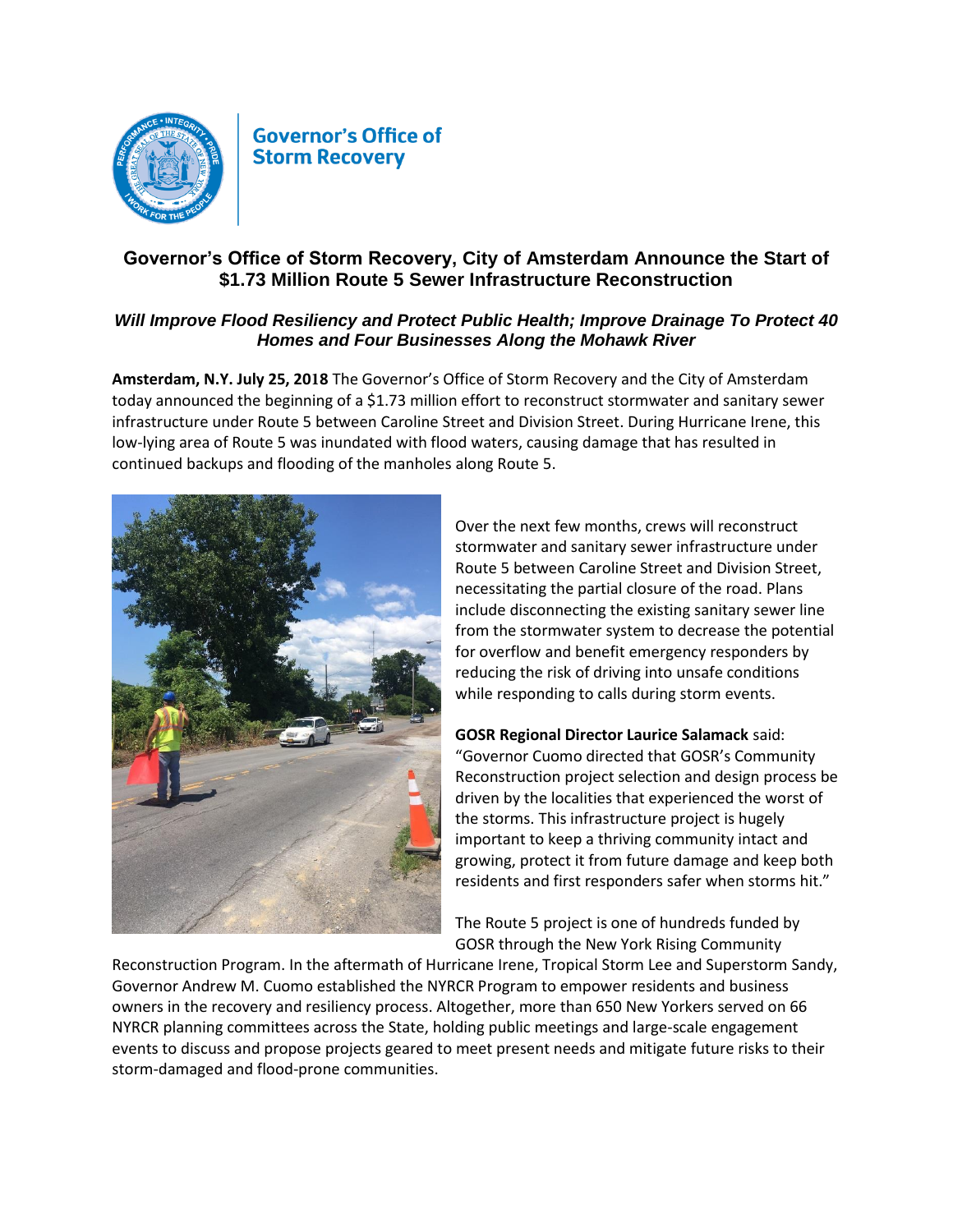**Governor's Office of Storm Recovery**

# Governor's Office of Storm Recovery, City of Amsterdam Announce the Start of $1.73 Million Route 5 Sewer Infrastructure Reconstruction

## *Will Improve Flood Resiliency and Protect Public Health; Improve Drainage To Protect 40 Homes and Four Businesses Along the Mohawk River*

**Amsterdam, N.Y. July 25, 2018** The Governor's Office of Storm Recovery and the City of Amsterdam today announced the beginning of a $1.73 million effort to reconstruct stormwater and sanitary sewer infrastructure under Route 5 between Caroline Street and Division Street. During Hurricane Irene, this low-lying area of Route 5 was inundated with flood waters, causing damage that has resulted in continued backups and flooding of the manholes along Route 5.

Over the next few months, crews will reconstruct stormwater and sanitary sewer infrastructure under Route 5 between Caroline Street and Division Street, necessitating the partial closure of the road. Plans include disconnecting the existing sanitary sewer line from the stormwater system to decrease the potential for overflow and benefit emergency responders by reducing the risk of driving into unsafe conditions while responding to calls during storm events.

**GOSR Regional Director Laurice Salamack** said: "Governor Cuomo directed that GOSR's Community Reconstruction project selection and design process be driven by the localities that experienced the worst of the storms. This infrastructure project is hugely important to keep a thriving community intact and growing, protect it from future damage and keep both residents and first responders safer when storms hit."

The Route 5 project is one of hundreds funded by GOSR through the New York Rising Community Reconstruction Program. In the aftermath of Hurricane Irene, Tropical Storm Lee and Superstorm Sandy, Governor Andrew M. Cuomo established the NYRCR Program to empower residents and business owners in the recovery and resiliency process. Altogether, more than 650 New Yorkers served on 66 NYRCR planning committees across the State, holding public meetings and large-scale engagement events to discuss and propose projects geared to meet present needs and mitigate future risks to their storm-damaged and flood-prone communities.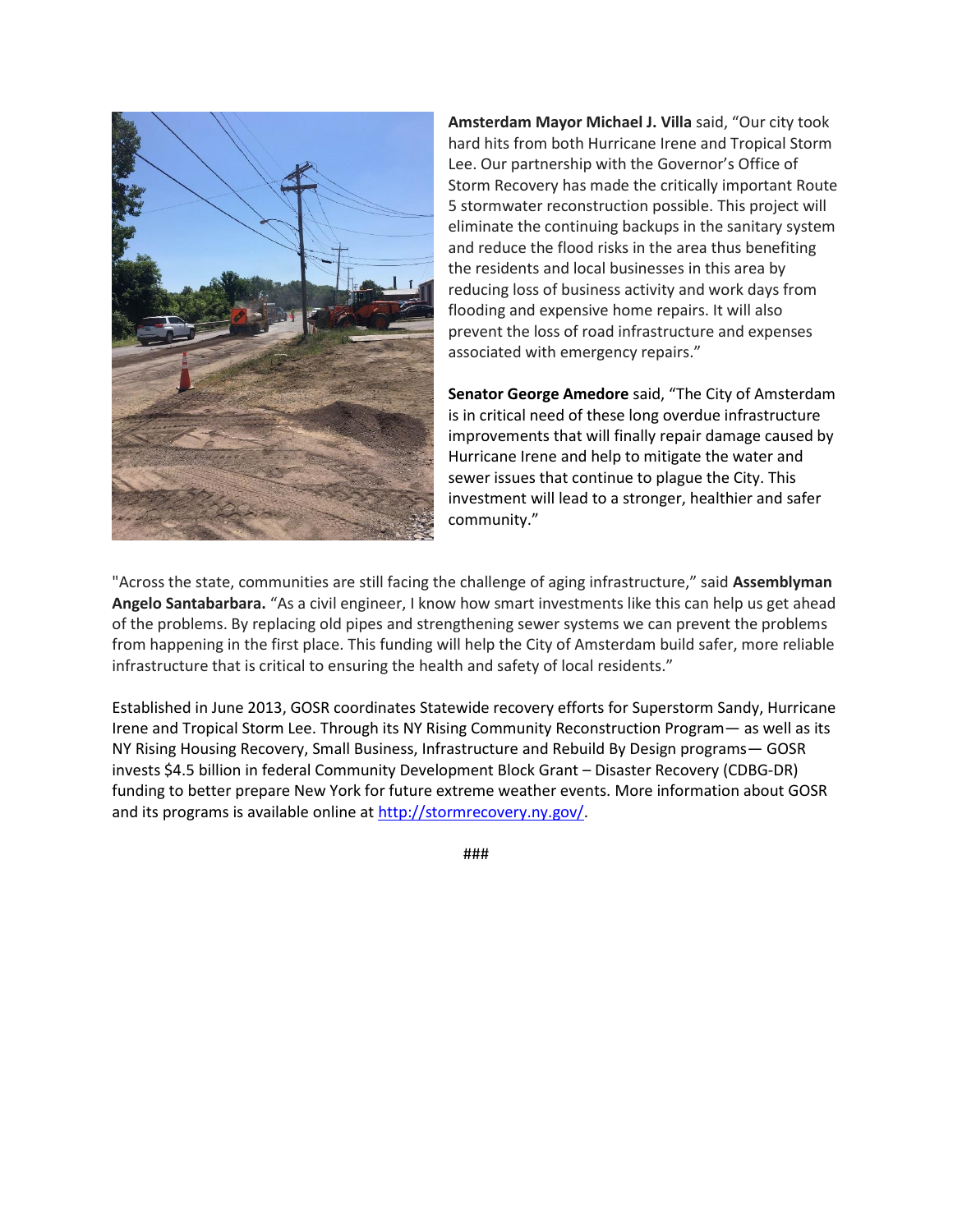**Amsterdam Mayor Michael J. Villa** said, “Our city took hard hits from both Hurricane Irene and Tropical Storm Lee. Our partnership with the Governor’s Office of Storm Recovery has made the critically important Route 5 stormwater reconstruction possible. This project will eliminate the continuing backups in the sanitary system and reduce the flood risks in the area thus benefiting the residents and local businesses in this area by reducing loss of business activity and work days from flooding and expensive home repairs. It will also prevent the loss of road infrastructure and expenses associated with emergency repairs.”

**Senator George Amedore** said, “The City of Amsterdam is in critical need of these long overdue infrastructure improvements that will finally repair damage caused by Hurricane Irene and help to mitigate the water and sewer issues that continue to plague the City. This investment will lead to a stronger, healthier and safer community.”

"Across the state, communities are still facing the challenge of aging infrastructure,” said **Assemblyman Angelo Santabarbara.** “As a civil engineer, I know how smart investments like this can help us get ahead of the problems. By replacing old pipes and strengthening sewer systems we can prevent the problems from happening in the first place. This funding will help the City of Amsterdam build safer, more reliable infrastructure that is critical to ensuring the health and safety of local residents.”

Established in June 2013, GOSR coordinates Statewide recovery efforts for Superstorm Sandy, Hurricane Irene and Tropical Storm Lee. Through its NY Rising Community Reconstruction Program— as well as its NY Rising Housing Recovery, Small Business, Infrastructure and Rebuild By Design programs— GOSR invests $4.5 billion in federal Community Development Block Grant – Disaster Recovery (CDBG-DR) funding to better prepare New York for future extreme weather events. More information about GOSR and its programs is available online at http://stormrecovery.ny.gov/.

###